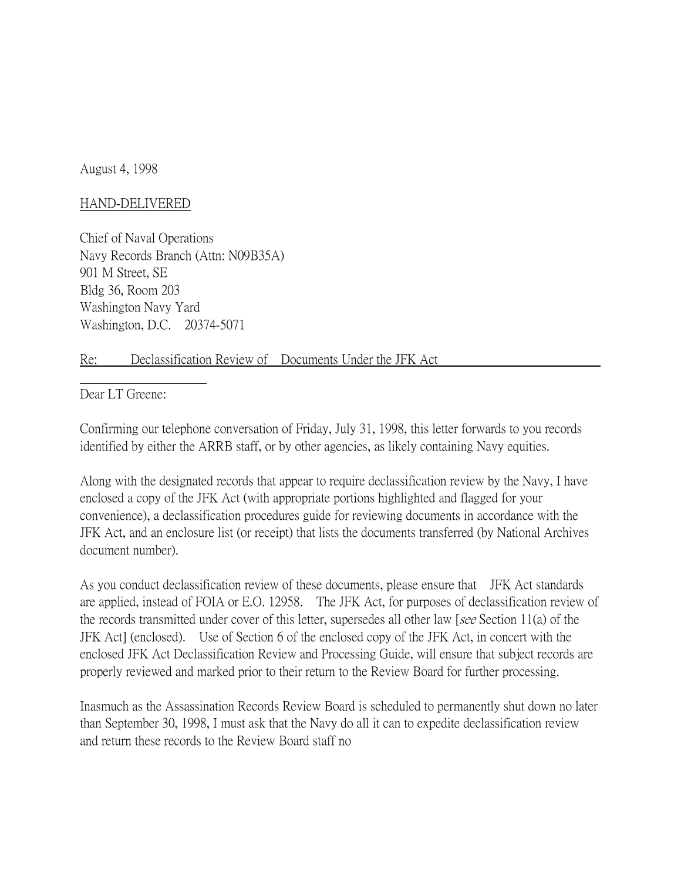August 4, 1998

HAND-DELIVERED

Chief of Naval Operations
Navy Records Branch (Attn: N09B35A)
901 M Street, SE
Bldg 36, Room 203
Washington Navy Yard
Washington, D.C. 20374-5071

Re: Declassification Review of Documents Under the JFK Act

Dear LT Greene:

Confirming our telephone conversation of Friday, July 31, 1998, this letter forwards to you records identified by either the ARRB staff, or by other agencies, as likely containing Navy equities.

Along with the designated records that appear to require declassification review by the Navy, I have enclosed a copy of the JFK Act (with appropriate portions highlighted and flagged for your convenience), a declassification procedures guide for reviewing documents in accordance with the JFK Act, and an enclosure list (or receipt) that lists the documents transferred (by National Archives document number).

As you conduct declassification review of these documents, please ensure that JFK Act standards are applied, instead of FOIA or E.O. 12958. The JFK Act, for purposes of declassification review of the records transmitted under cover of this letter, supersedes all other law [*see* Section 11(a) of the JFK Act] (enclosed). Use of Section 6 of the enclosed copy of the JFK Act, in concert with the enclosed JFK Act Declassification Review and Processing Guide, will ensure that subject records are properly reviewed and marked prior to their return to the Review Board for further processing.

Inasmuch as the Assassination Records Review Board is scheduled to permanently shut down no later than September 30, 1998, I must ask that the Navy do all it can to expedite declassification review and return these records to the Review Board staff no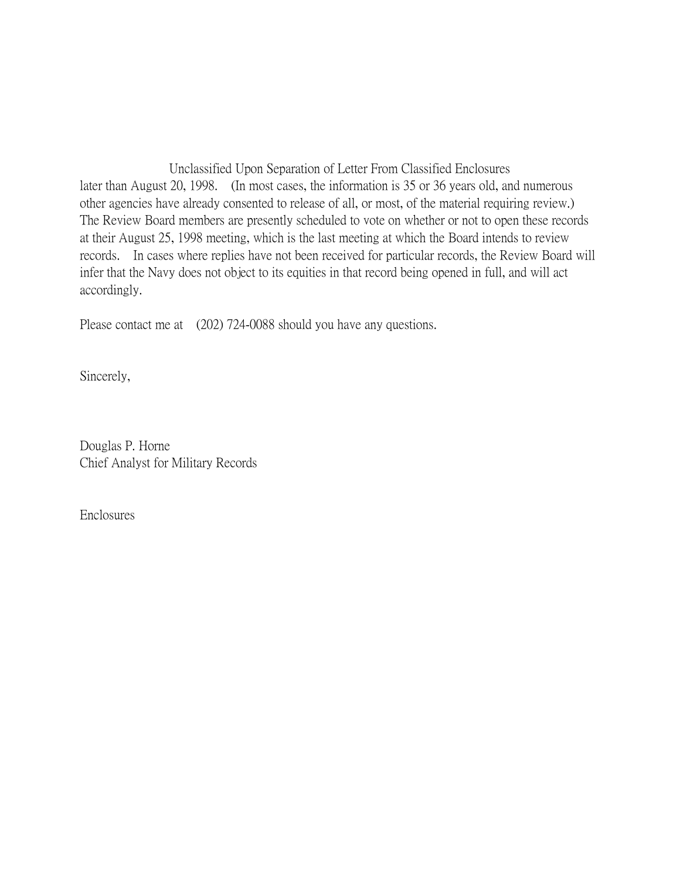Unclassified Upon Separation of Letter From Classified Enclosures

later than August 20, 1998. (In most cases, the information is 35 or 36 years old, and numerous other agencies have already consented to release of all, or most, of the material requiring review.) The Review Board members are presently scheduled to vote on whether or not to open these records at their August 25, 1998 meeting, which is the last meeting at which the Board intends to review records. In cases where replies have not been received for particular records, the Review Board will infer that the Navy does not object to its equities in that record being opened in full, and will act accordingly.

Please contact me at (202) 724-0088 should you have any questions.

Sincerely,

Douglas P. Horne
Chief Analyst for Military Records

Enclosures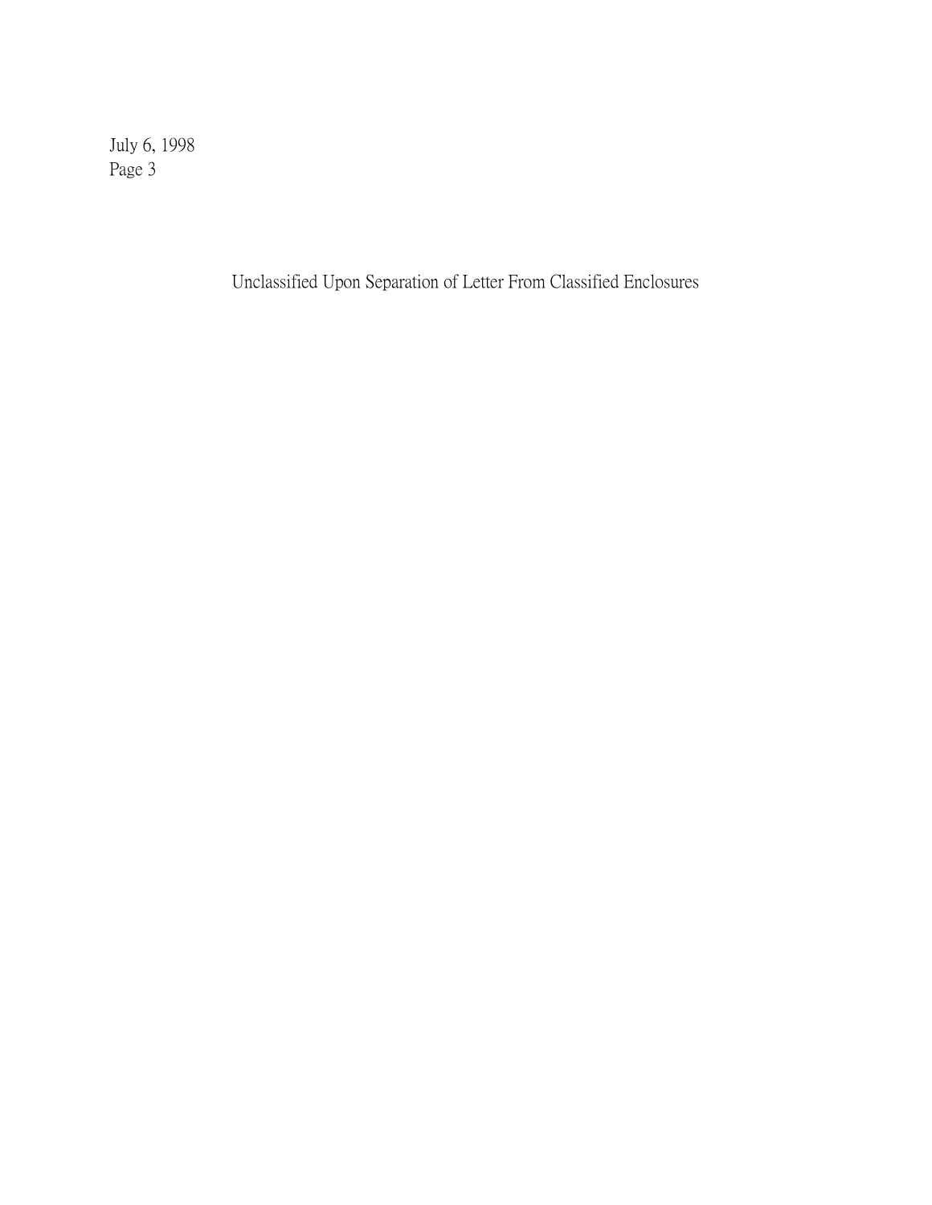Unclassified Upon Separation of Letter From Classified Enclosures